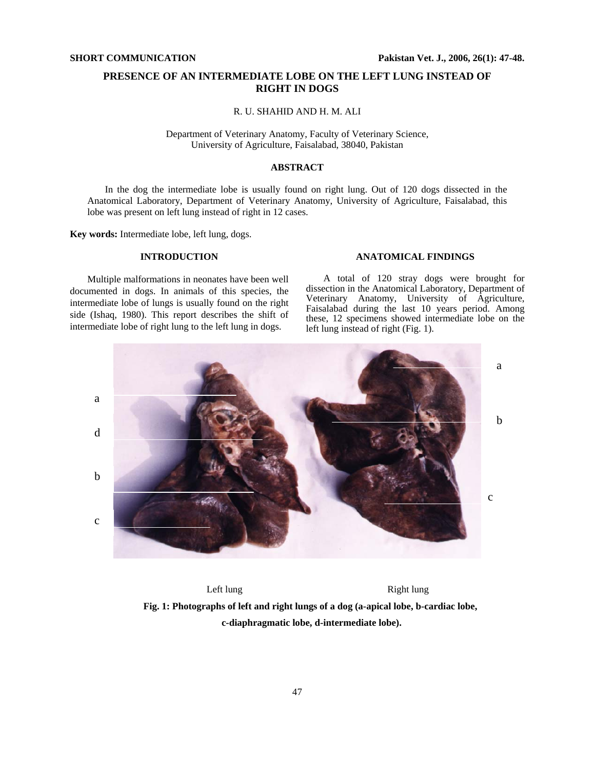SHORT COMMUNICATION

# PRESENCE OF AN INTERMEDIATE LOBE ON THE LEFT LUNG INSTEAD OF RIGHT IN DOGS

R. U. SHAHID AND H. M. ALI

Department of Veterinary Anatomy, Faculty of Veterinary Science, University of Agriculture, Faisalabad, 38040, Pakistan

## ABSTRACT

In the dog the intermediate lobe is usually found on right lung. Out of 120 dogs dissected in the Anatomical Laboratory, Department of Veterinary Anatomy, University of Agriculture, Faisalabad, this lobe was present on left lung instead of right in 12 cases.

**Key words:** Intermediate lobe, left lung, dogs.

## INTRODUCTION

Multiple malformations in neonates have been well documented in dogs. In animals of this species, the intermediate lobe of lungs is usually found on the right side (Ishaq, 1980). This report describes the shift of intermediate lobe of right lung to the left lung in dogs.

## ANATOMICAL FINDINGS

A total of 120 stray dogs were brought for dissection in the Anatomical Laboratory, Department of Veterinary Anatomy, University of Agriculture, Faisalabad during the last 10 years period. Among these, 12 specimens showed intermediate lobe on the left lung instead of right (Fig. 1).

Left lung Right lung

**Fig. 1: Photographs of left and right lungs of a dog (a-apical lobe, b-cardiac lobe, c-diaphragmatic lobe, d-intermediate lobe).**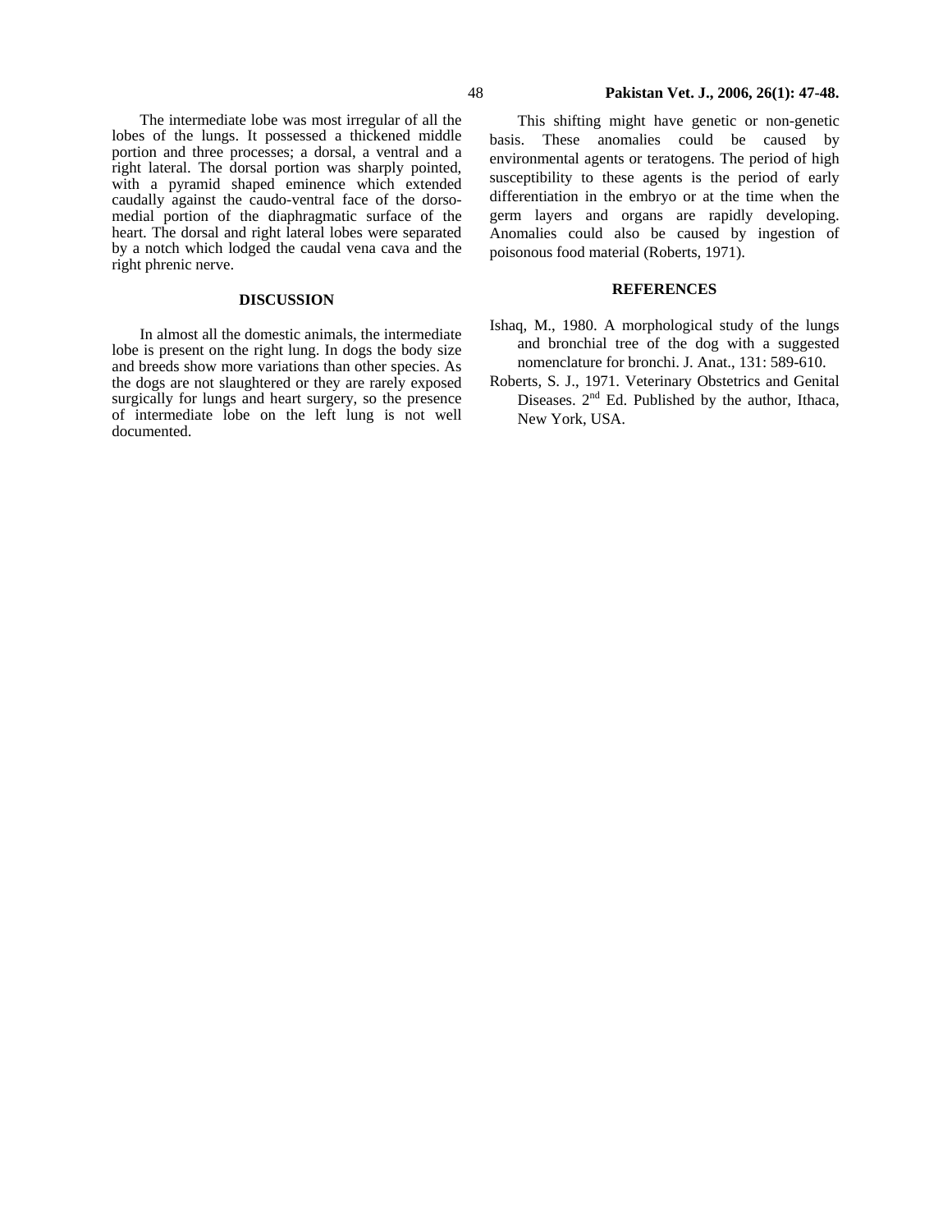The intermediate lobe was most irregular of all the lobes of the lungs. It possessed a thickened middle portion and three processes; a dorsal, a ventral and a right lateral. The dorsal portion was sharply pointed, with a pyramid shaped eminence which extended caudally against the caudo-ventral face of the dorso-medial portion of the diaphragmatic surface of the heart. The dorsal and right lateral lobes were separated by a notch which lodged the caudal vena cava and the right phrenic nerve.

## DISCUSSION

In almost all the domestic animals, the intermediate lobe is present on the right lung. In dogs the body size and breeds show more variations than other species. As the dogs are not slaughtered or they are rarely exposed surgically for lungs and heart surgery, so the presence of intermediate lobe on the left lung is not well documented.

This shifting might have genetic or non-genetic basis. These anomalies could be caused by environmental agents or teratogens. The period of high susceptibility to these agents is the period of early differentiation in the embryo or at the time when the germ layers and organs are rapidly developing. Anomalies could also be caused by ingestion of poisonous food material (Roberts, 1971).

## REFERENCES

Ishaq, M., 1980. A morphological study of the lungs and bronchial tree of the dog with a suggested nomenclature for bronchi. J. Anat., 131: 589-610.

Roberts, S. J., 1971. Veterinary Obstetrics and Genital Diseases. 2nd Ed. Published by the author, Ithaca, New York, USA.